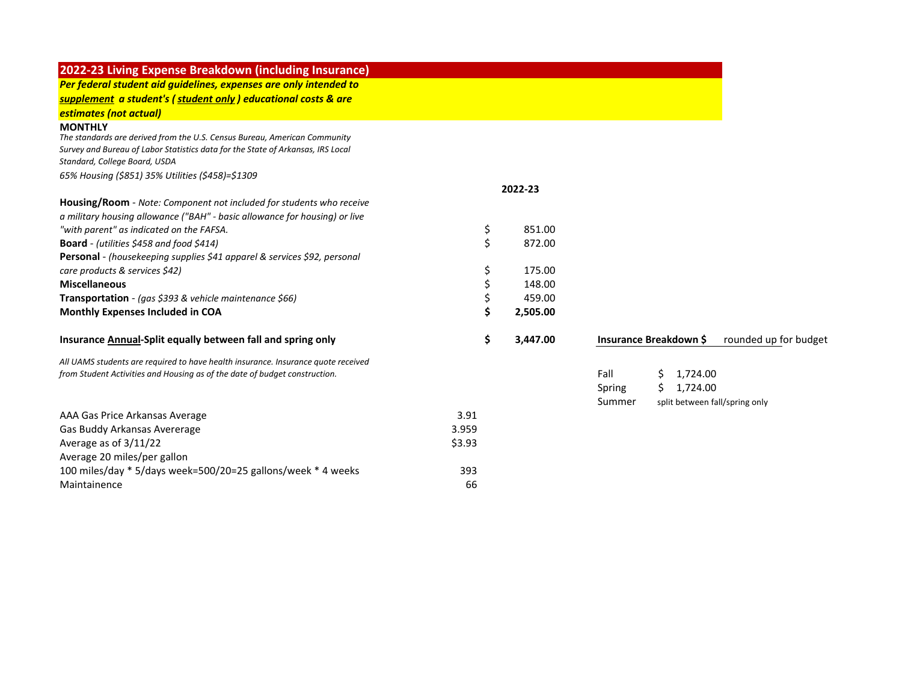## 2022-23 Living Expense Breakdown (including Insurance)

***Per federal student aid guidelines, expenses are only intended to supplement a student's ( student only ) educational costs & are estimates (not actual)***

**MONTHLY**

*The standards are derived from the U.S. Census Bureau, American Community Survey and Bureau of Labor Statistics data for the State of Arkansas, IRS Local Standard, College Board, USDA*

*65% Housing ($851) 35% Utilities ($458)=$1309*

| | | 2022-23 |
|---|---|---|
| **Housing/Room** - *Note: Component not included for students who receive a military housing allowance ("BAH" - basic allowance for housing) or live "with parent" as indicated on the FAFSA.* | $ | 851.00 |
| **Board** - *(utilities $458 and food $414)* | $ | 872.00 |
| **Personal** - *(housekeeping supplies $41 apparel & services $92, personal care products & services $42)* | $ | 175.00 |
| **Miscellaneous** | $ | 148.00 |
| **Transportation** - *(gas $393 & vehicle maintenance $66)* | $ | 459.00 |
| **Monthly Expenses Included in COA** | **$** | **2,505.00** |
| **Insurance Annual-Split equally between fall and spring only** | **$** | **3,447.00** |

*All UAMS students are required to have health insurance. Insurance quote received from Student Activities and Housing as of the date of budget construction.*

| **Insurance Breakdown $** | rounded up for budget |
|---|---|
| Fall | $ 1,724.00 |
| Spring | $ 1,724.00 |
| Summer | split between fall/spring only |

| | |
|---|---|
| AAA Gas Price Arkansas Average | 3.91 |
| Gas Buddy Arkansas Avererage | 3.959 |
| Average as of 3/11/22 | $3.93 |
| Average 20 miles/per gallon | |
| 100 miles/day * 5/days week=500/20=25 gallons/week * 4 weeks | 393 |
| Maintainence | 66 |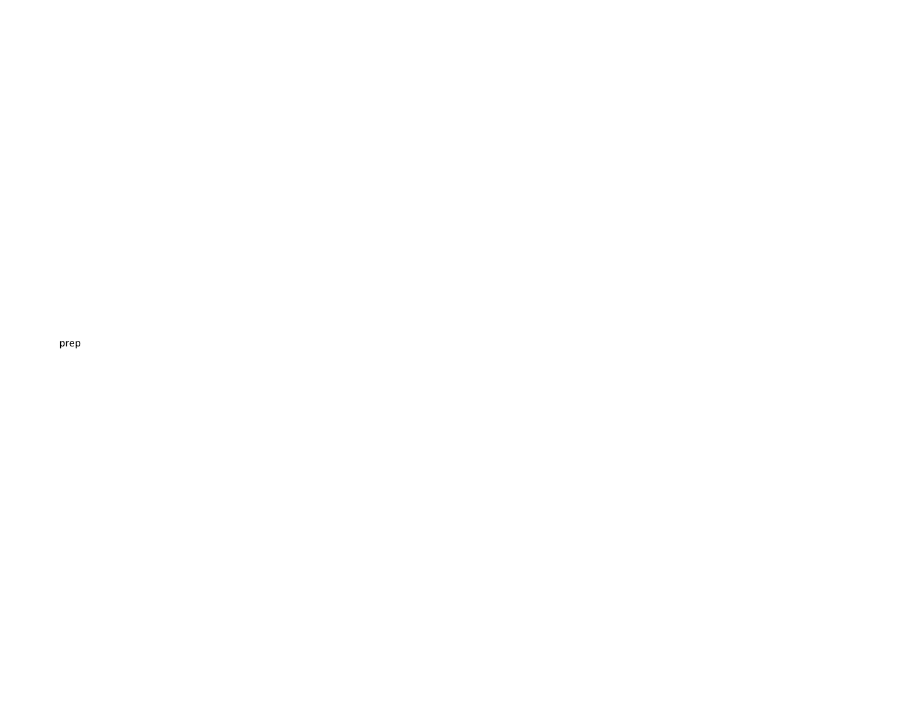prep